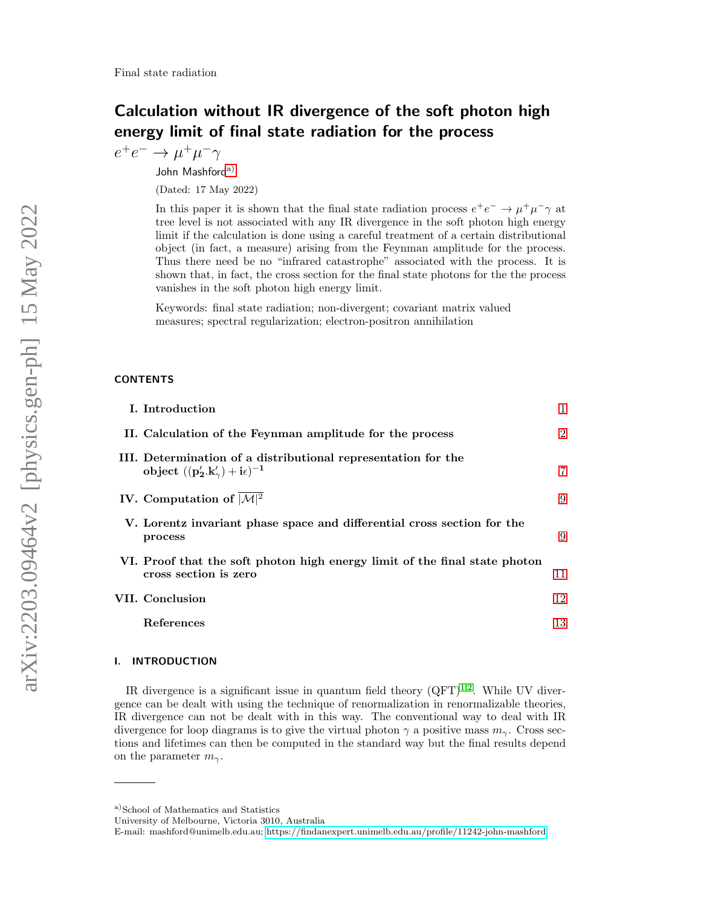# Calculation without IR divergence of the soft photon high energy limit of final state radiation for the process $e^+e^- \to \mu^+\mu^-\gamma$

John Mashford[a)]

(Dated: 17 May 2022)

In this paper it is shown that the final state radiation process $e^+e^- \to \mu^+\mu^-\gamma$ at tree level is not associated with any IR divergence in the soft photon high energy limit if the calculation is done using a careful treatment of a certain distributional object (in fact, a measure) arising from the Feynman amplitude for the process. Thus there need be no "infrared catastrophe" associated with the process. It is shown that, in fact, the cross section for the final state photons for the the process vanishes in the soft photon high energy limit.

Keywords: final state radiation; non-divergent; covariant matrix valued measures; spectral regularization; electron-positron annihilation

## CONTENTS

| | | |
|---|---|---|
| I. | Introduction | 1 |
| II. | Calculation of the Feynman amplitude for the process | 2 |
| III. | Determination of a distributional representation for the object $((\mathbf{p_2'}.\mathbf{k_\gamma'}) + \mathbf{i}\epsilon)^{-1}$ | 7 |
| IV. | Computation of $\overline{|\mathcal{M}|^2}$ | 9 |
| V. | Lorentz invariant phase space and differential cross section for the process | 9 |
| VI. | Proof that the soft photon high energy limit of the final state photon cross section is zero | 11 |
| VII. | Conclusion | 12 |
| | References | 13 |

## I. INTRODUCTION

IR divergence is a significant issue in quantum field theory (QFT)[1,2]. While UV divergence can be dealt with using the technique of renormalization in renormalizable theories, IR divergence can not be dealt with in this way. The conventional way to deal with IR divergence for loop diagrams is to give the virtual photon $\gamma$ a positive mass $m_\gamma$. Cross sections and lifetimes can then be computed in the standard way but the final results depend on the parameter $m_\gamma$.

---

a) School of Mathematics and Statistics
University of Melbourne, Victoria 3010, Australia
E-mail: mashford@unimelb.edu.au; https://findanexpert.unimelb.edu.au/profile/11242-john-mashford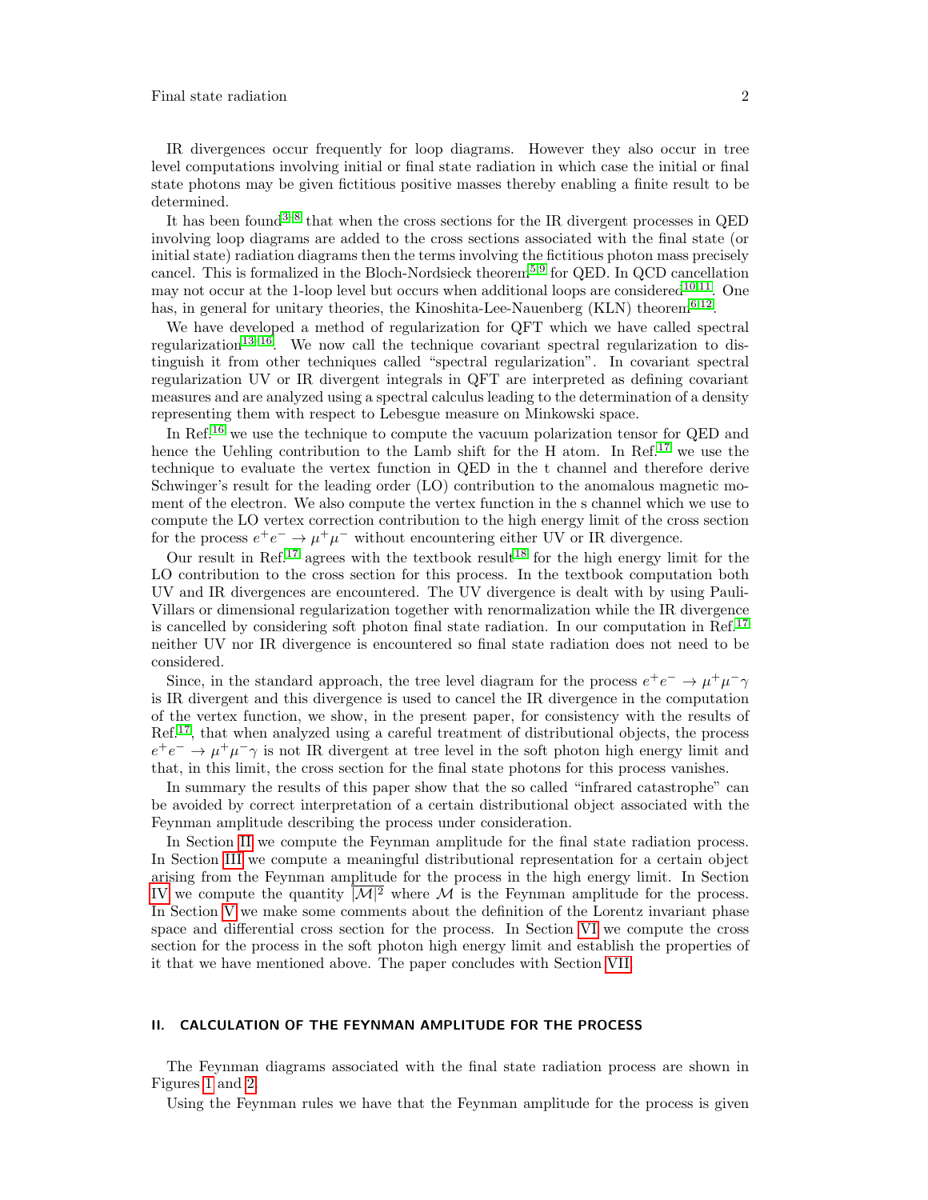IR divergences occur frequently for loop diagrams. However they also occur in tree level computations involving initial or final state radiation in which case the initial or final state photons may be given fictitious positive masses thereby enabling a finite result to be determined.

It has been found[3–8] that when the cross sections for the IR divergent processes in QED involving loop diagrams are added to the cross sections associated with the final state (or initial state) radiation diagrams then the terms involving the fictitious photon mass precisely cancel. This is formalized in the Bloch-Nordsieck theorem[5,9] for QED. In QCD cancellation may not occur at the 1-loop level but occurs when additional loops are considered[10,11]. One has, in general for unitary theories, the Kinoshita-Lee-Nauenberg (KLN) theorem[6,12].

We have developed a method of regularization for QFT which we have called spectral regularization[13–16]. We now call the technique covariant spectral regularization to distinguish it from other techniques called "spectral regularization". In covariant spectral regularization UV or IR divergent integrals in QFT are interpreted as defining covariant measures and are analyzed using a spectral calculus leading to the determination of a density representing them with respect to Lebesgue measure on Minkowski space.

In Ref.[16] we use the technique to compute the vacuum polarization tensor for QED and hence the Uehling contribution to the Lamb shift for the H atom. In Ref.[17] we use the technique to evaluate the vertex function in QED in the t channel and therefore derive Schwinger's result for the leading order (LO) contribution to the anomalous magnetic moment of the electron. We also compute the vertex function in the s channel which we use to compute the LO vertex correction contribution to the high energy limit of the cross section for the process $e^+e^- \to \mu^+\mu^-$ without encountering either UV or IR divergence.

Our result in Ref.[17] agrees with the textbook result[18] for the high energy limit for the LO contribution to the cross section for this process. In the textbook computation both UV and IR divergences are encountered. The UV divergence is dealt with by using Pauli-Villars or dimensional regularization together with renormalization while the IR divergence is cancelled by considering soft photon final state radiation. In our computation in Ref.[17] neither UV nor IR divergence is encountered so final state radiation does not need to be considered.

Since, in the standard approach, the tree level diagram for the process $e^+e^- \to \mu^+\mu^-\gamma$ is IR divergent and this divergence is used to cancel the IR divergence in the computation of the vertex function, we show, in the present paper, for consistency with the results of Ref.[17], that when analyzed using a careful treatment of distributional objects, the process $e^+e^- \to \mu^+\mu^-\gamma$ is not IR divergent at tree level in the soft photon high energy limit and that, in this limit, the cross section for the final state photons for this process vanishes.

In summary the results of this paper show that the so called "infrared catastrophe" can be avoided by correct interpretation of a certain distributional object associated with the Feynman amplitude describing the process under consideration.

In Section II we compute the Feynman amplitude for the final state radiation process. In Section III we compute a meaningful distributional representation for a certain object arising from the Feynman amplitude for the process in the high energy limit. In Section IV we compute the quantity $\overline{|\mathcal{M}|^2}$ where $\mathcal{M}$ is the Feynman amplitude for the process. In Section V we make some comments about the definition of the Lorentz invariant phase space and differential cross section for the process. In Section VI we compute the cross section for the process in the soft photon high energy limit and establish the properties of it that we have mentioned above. The paper concludes with Section VII.

## II. CALCULATION OF THE FEYNMAN AMPLITUDE FOR THE PROCESS

The Feynman diagrams associated with the final state radiation process are shown in Figures 1 and 2.

Using the Feynman rules we have that the Feynman amplitude for the process is given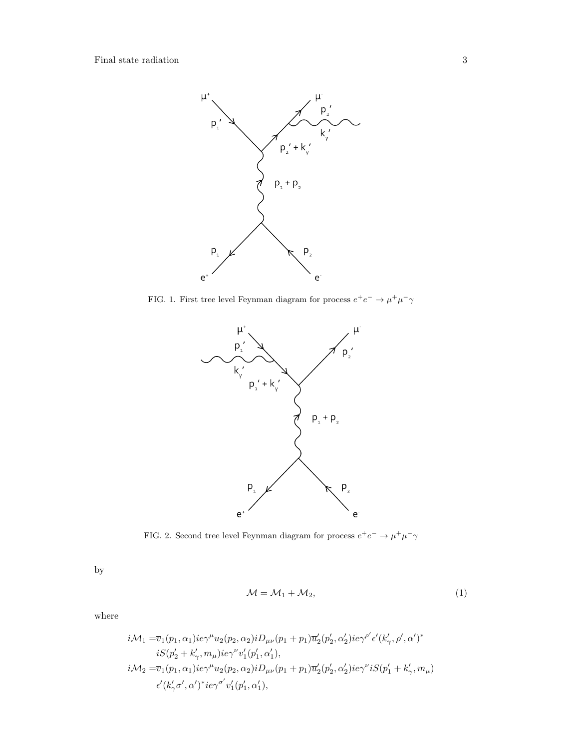FIG. 1. First tree level Feynman diagram for process $e^+e^- \to \mu^+\mu^-\gamma$

FIG. 2. Second tree level Feynman diagram for process $e^+e^- \to \mu^+\mu^-\gamma$

by

$$\mathcal{M} = \mathcal{M}_1 + \mathcal{M}_2, \tag{1}$$

where

$$\begin{aligned}
i\mathcal{M}_1 =& \overline{v}_1(p_1, \alpha_1) ie\gamma^\mu u_2(p_2, \alpha_2) iD_{\mu\nu}(p_1 + p_1) \overline{u}_2'(p_2', \alpha_2') ie\gamma^{\rho'} \epsilon'(k_\gamma', \rho', \alpha')^* \\
& iS(p_2' + k_\gamma', m_\mu) ie\gamma^\nu v_1'(p_1', \alpha_1'), \\
i\mathcal{M}_2 =& \overline{v}_1(p_1, \alpha_1) ie\gamma^\mu u_2(p_2, \alpha_2) iD_{\mu\nu}(p_1 + p_1) \overline{u}_2'(p_2', \alpha_2') ie\gamma^\nu iS(p_1' + k_\gamma', m_\mu) \\
& \epsilon'(k_\gamma' \sigma', \alpha')^* ie\gamma^{\sigma'} v_1'(p_1', \alpha_1'),
\end{aligned}$$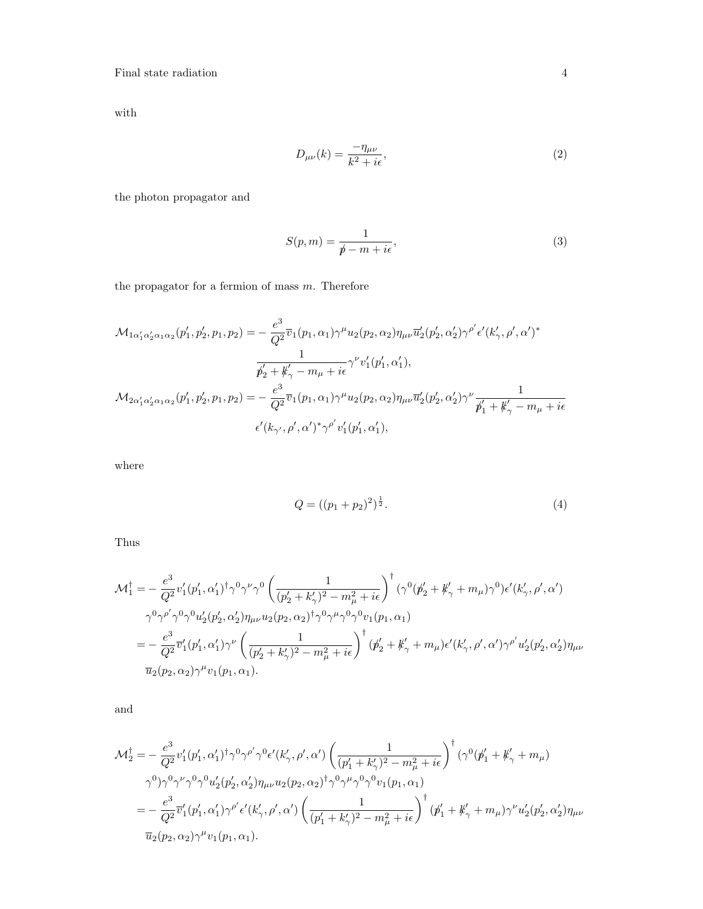with

$$D_{\mu\nu}(k) = \frac{-\eta_{\mu\nu}}{k^2 + i\epsilon}, \tag{2}$$

the photon propagator and

$$S(p, m) = \frac{1}{\not{p} - m + i\epsilon}, \tag{3}$$

the propagator for a fermion of mass $m$. Therefore

$$\begin{aligned}
\mathcal{M}_{1\alpha_1'\alpha_2'\alpha_1\alpha_2}(p_1', p_2', p_1, p_2) = &- \frac{e^3}{Q^2}\overline{v}_1(p_1, \alpha_1)\gamma^\mu u_2(p_2, \alpha_2)\eta_{\mu\nu}\overline{u}_2'(p_2', \alpha_2')\gamma^{\rho'}\epsilon'(k_\gamma', \rho', \alpha')^* \\
&\frac{1}{\not{p}_2' + \not{k}_\gamma' - m_\mu + i\epsilon}\gamma^\nu v_1'(p_1', \alpha_1'), \\
\mathcal{M}_{2\alpha_1'\alpha_2'\alpha_1\alpha_2}(p_1', p_2', p_1, p_2) = &- \frac{e^3}{Q^2}\overline{v}_1(p_1, \alpha_1)\gamma^\mu u_2(p_2, \alpha_2)\eta_{\mu\nu}\overline{u}_2'(p_2', \alpha_2')\gamma^\nu \frac{1}{\not{p}_1' + \not{k}_\gamma' - m_\mu + i\epsilon} \\
&\epsilon'(k_{\gamma'}, \rho', \alpha')^*\gamma^{\rho'} v_1'(p_1', \alpha_1'),
\end{aligned}$$

where

$$Q = ((p_1 + p_2)^2)^{\frac{1}{2}}. \tag{4}$$

Thus

$$\begin{aligned}
\mathcal{M}_1^\dagger = &- \frac{e^3}{Q^2} v_1'(p_1', \alpha_1')^\dagger \gamma^0\gamma^\nu\gamma^0 \left(\frac{1}{(p_2' + k_\gamma')^2 - m_\mu^2 + i\epsilon}\right)^\dagger (\gamma^0(\not{p}_2' + \not{k}_\gamma' + m_\mu)\gamma^0)\epsilon'(k_\gamma', \rho', \alpha') \\
&\gamma^0\gamma^{\rho'}\gamma^0\gamma^0 u_2'(p_2', \alpha_2')\eta_{\mu\nu} u_2(p_2, \alpha_2)^\dagger\gamma^0\gamma^\mu\gamma^0\gamma^0 v_1(p_1, \alpha_1) \\
= &- \frac{e^3}{Q^2}\overline{v}_1'(p_1', \alpha_1')\gamma^\nu \left(\frac{1}{(p_2' + k_\gamma')^2 - m_\mu^2 + i\epsilon}\right)^\dagger (\not{p}_2' + \not{k}_\gamma' + m_\mu)\epsilon'(k_\gamma', \rho', \alpha')\gamma^{\rho'} u_2'(p_2', \alpha_2')\eta_{\mu\nu} \\
&\overline{u}_2(p_2, \alpha_2)\gamma^\mu v_1(p_1, \alpha_1).
\end{aligned}$$

and

$$\begin{aligned}
\mathcal{M}_2^\dagger = &- \frac{e^3}{Q^2} v_1'(p_1', \alpha_1')^\dagger \gamma^0\gamma^{\rho'}\gamma^0\epsilon'(k_\gamma', \rho', \alpha') \left(\frac{1}{(p_1' + k_\gamma')^2 - m_\mu^2 + i\epsilon}\right)^\dagger (\gamma^0(\not{p}_1' + \not{k}_\gamma' + m_\mu) \\
&\gamma^0)\gamma^0\gamma^\nu\gamma^0\gamma^0 u_2'(p_2', \alpha_2')\eta_{\mu\nu} u_2(p_2, \alpha_2)^\dagger\gamma^0\gamma^\mu\gamma^0\gamma^0 v_1(p_1, \alpha_1) \\
= &- \frac{e^3}{Q^2}\overline{v}_1'(p_1', \alpha_1')\gamma^{\rho'}\epsilon'(k_\gamma', \rho', \alpha') \left(\frac{1}{(p_1' + k_\gamma')^2 - m_\mu^2 + i\epsilon}\right)^\dagger (\not{p}_1' + \not{k}_\gamma' + m_\mu)\gamma^\nu u_2'(p_2', \alpha_2')\eta_{\mu\nu} \\
&\overline{u}_2(p_2, \alpha_2)\gamma^\mu v_1(p_1, \alpha_1).
\end{aligned}$$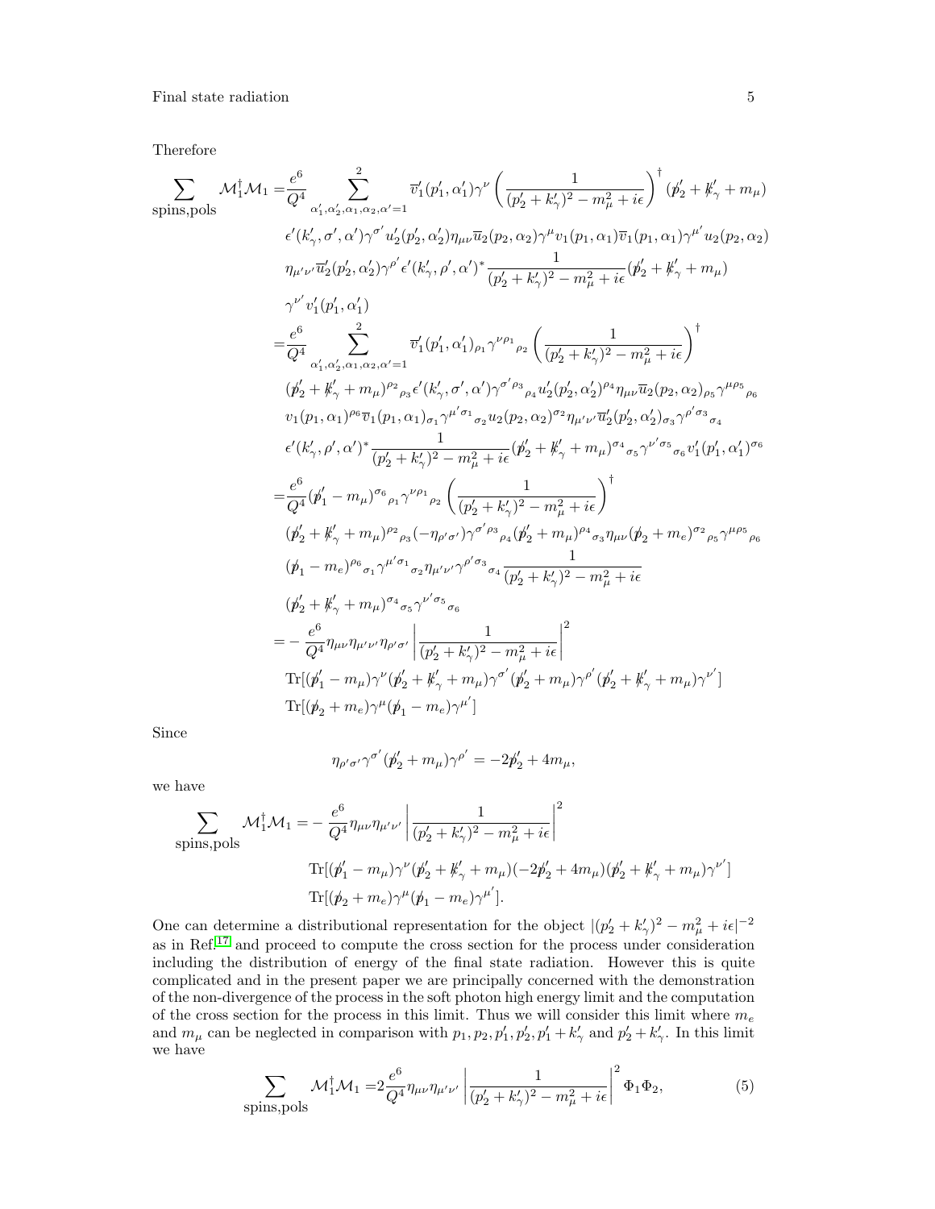Therefore

$$
\begin{aligned}
\sum_{\text{spins,pols}} \mathcal{M}_1^\dagger \mathcal{M}_1 =& \frac{e^6}{Q^4} \sum_{\alpha_1',\alpha_2',\alpha_1,\alpha_2,\alpha'=1}^{2} \overline{v}_1'(p_1',\alpha_1')\gamma^\nu \left(\frac{1}{(p_2'+k_\gamma')^2 - m_\mu^2 + i\epsilon}\right)^\dagger (\not{p}_2' + \not{k}_\gamma' + m_\mu) \\
& \epsilon'(k_\gamma',\sigma',\alpha')\gamma^{\sigma'} u_2'(p_2',\alpha_2')\eta_{\mu\nu}\overline{u}_2(p_2,\alpha_2)\gamma^\mu v_1(p_1,\alpha_1)\overline{v}_1(p_1,\alpha_1)\gamma^{\mu'} u_2(p_2,\alpha_2) \\
& \eta_{\mu'\nu'}\overline{u}_2'(p_2',\alpha_2')\gamma^{\rho'}\epsilon'(k_\gamma',\rho',\alpha')^* \frac{1}{(p_2'+k_\gamma')^2 - m_\mu^2 + i\epsilon}(\not{p}_2' + \not{k}_\gamma' + m_\mu) \\
& \gamma^{\nu'} v_1'(p_1',\alpha_1') \\
=& \frac{e^6}{Q^4} \sum_{\alpha_1',\alpha_2',\alpha_1,\alpha_2,\alpha'=1}^{2} \overline{v}_1'(p_1',\alpha_1')_{\rho_1}\gamma^{\nu\rho_1}{}_{\rho_2} \left(\frac{1}{(p_2'+k_\gamma')^2 - m_\mu^2 + i\epsilon}\right)^\dagger \\
& (\not{p}_2' + \not{k}_\gamma' + m_\mu)^{\rho_2}{}_{\rho_3}\epsilon'(k_\gamma',\sigma',\alpha')\gamma^{\sigma'\rho_3}{}_{\rho_4} u_2'(p_2',\alpha_2')^{\rho_4}\eta_{\mu\nu}\overline{u}_2(p_2,\alpha_2)_{\rho_5}\gamma^{\mu\rho_5}{}_{\rho_6} \\
& v_1(p_1,\alpha_1)^{\rho_6}\overline{v}_1(p_1,\alpha_1)_{\sigma_1}\gamma^{\mu'\sigma_1}{}_{\sigma_2} u_2(p_2,\alpha_2)^{\sigma_2}\eta_{\mu'\nu'}\overline{u}_2'(p_2',\alpha_2')_{\sigma_3}\gamma^{\rho'\sigma_3}{}_{\sigma_4} \\
& \epsilon'(k_\gamma',\rho',\alpha')^* \frac{1}{(p_2'+k_\gamma')^2 - m_\mu^2 + i\epsilon}(\not{p}_2' + \not{k}_\gamma' + m_\mu)^{\sigma_4}{}_{\sigma_5}\gamma^{\nu'\sigma_5}{}_{\sigma_6} v_1'(p_1',\alpha_1')^{\sigma_6} \\
=& \frac{e^6}{Q^4}(\not{p}_1' - m_\mu)^{\sigma_6}{}_{\rho_1}\gamma^{\nu\rho_1}{}_{\rho_2} \left(\frac{1}{(p_2'+k_\gamma')^2 - m_\mu^2 + i\epsilon}\right)^\dagger \\
& (\not{p}_2' + \not{k}_\gamma' + m_\mu)^{\rho_2}{}_{\rho_3}(-\eta_{\rho'\sigma'})\gamma^{\sigma'\rho_3}{}_{\rho_4}(\not{p}_2' + m_\mu)^{\rho_4}{}_{\sigma_3}\eta_{\mu\nu}(\not{p}_2 + m_e)^{\sigma_2}{}_{\rho_5}\gamma^{\mu\rho_5}{}_{\rho_6} \\
& (\not{p}_1 - m_e)^{\rho_6}{}_{\sigma_1}\gamma^{\mu'\sigma_1}{}_{\sigma_2}\eta_{\mu'\nu'}\gamma^{\rho'\sigma_3}{}_{\sigma_4}\frac{1}{(p_2'+k_\gamma')^2 - m_\mu^2 + i\epsilon} \\
& (\not{p}_2' + \not{k}_\gamma' + m_\mu)^{\sigma_4}{}_{\sigma_5}\gamma^{\nu'\sigma_5}{}_{\sigma_6} \\
=& -\frac{e^6}{Q^4}\eta_{\mu\nu}\eta_{\mu'\nu'}\eta_{\rho'\sigma'}\left|\frac{1}{(p_2'+k_\gamma')^2 - m_\mu^2 + i\epsilon}\right|^2 \\
& \mathrm{Tr}[(\not{p}_1' - m_\mu)\gamma^\nu(\not{p}_2' + \not{k}_\gamma' + m_\mu)\gamma^{\sigma'}(\not{p}_2' + m_\mu)\gamma^{\rho'}(\not{p}_2' + \not{k}_\gamma' + m_\mu)\gamma^{\nu'}] \\
& \mathrm{Tr}[(\not{p}_2 + m_e)\gamma^\mu(\not{p}_1 - m_e)\gamma^{\mu'}]
\end{aligned}
$$

Since

$$
\eta_{\rho'\sigma'}\gamma^{\sigma'}(\not{p}_2' + m_\mu)\gamma^{\rho'} = -2\not{p}_2' + 4m_\mu,
$$

we have

$$
\begin{aligned}
\sum_{\text{spins,pols}} \mathcal{M}_1^\dagger \mathcal{M}_1 =& -\frac{e^6}{Q^4}\eta_{\mu\nu}\eta_{\mu'\nu'}\left|\frac{1}{(p_2'+k_\gamma')^2 - m_\mu^2 + i\epsilon}\right|^2 \\
& \mathrm{Tr}[(\not{p}_1' - m_\mu)\gamma^\nu(\not{p}_2' + \not{k}_\gamma' + m_\mu)(-2\not{p}_2' + 4m_\mu)(\not{p}_2' + \not{k}_\gamma' + m_\mu)\gamma^{\nu'}] \\
& \mathrm{Tr}[(\not{p}_2 + m_e)\gamma^\mu(\not{p}_1 - m_e)\gamma^{\mu'}].
\end{aligned}
$$

One can determine a distributional representation for the object $|(p_2'+k_\gamma')^2 - m_\mu^2 + i\epsilon|^{-2}$ as in Ref.[17] and proceed to compute the cross section for the process under consideration including the distribution of energy of the final state radiation. However this is quite complicated and in the present paper we are principally concerned with the demonstration of the non-divergence of the process in the soft photon high energy limit and the computation of the cross section for the process in this limit. Thus we will consider this limit where $m_e$ and $m_\mu$ can be neglected in comparison with $p_1, p_2, p_1', p_2', p_1' + k_\gamma'$ and $p_2' + k_\gamma'$. In this limit we have

$$
\sum_{\text{spins,pols}} \mathcal{M}_1^\dagger \mathcal{M}_1 = 2\frac{e^6}{Q^4}\eta_{\mu\nu}\eta_{\mu'\nu'}\left|\frac{1}{(p_2'+k_\gamma')^2 - m_\mu^2 + i\epsilon}\right|^2 \Phi_1\Phi_2, \tag{5}
$$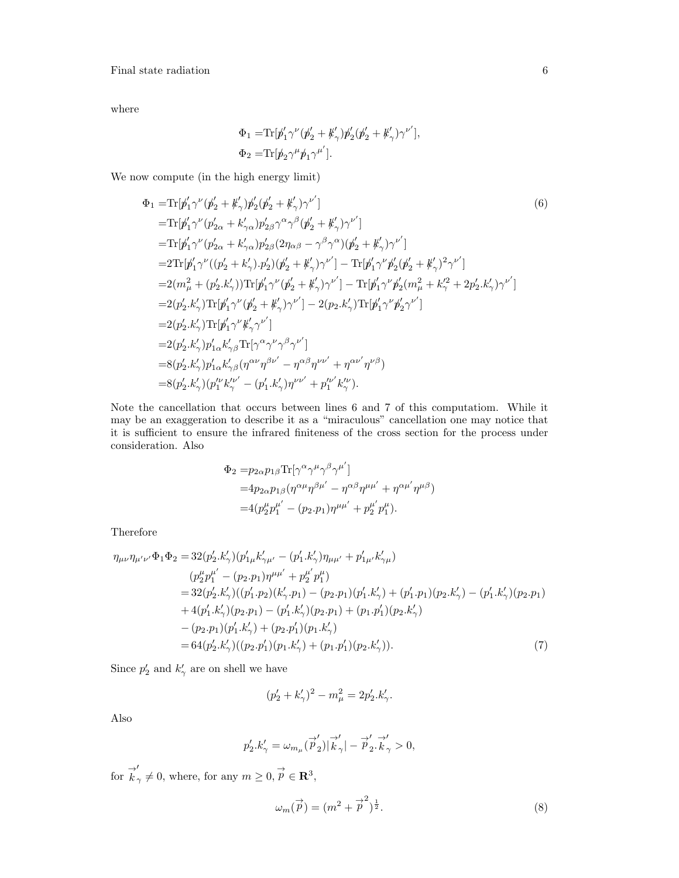where

$$
\begin{aligned}
\Phi_1 =& \mathrm{Tr}[\not{p}_1'\gamma^\nu(\not{p}_2' + \not{k}_\gamma')\not{p}_2'(\not{p}_2' + \not{k}_\gamma')\gamma^{\nu'}],\\
\Phi_2 =& \mathrm{Tr}[\not{p}_2\gamma^\mu\not{p}_1\gamma^{\mu'}].
\end{aligned}
$$

We now compute (in the high energy limit)

$$
\begin{aligned}
\Phi_1 =& \mathrm{Tr}[\not{p}_1'\gamma^\nu(\not{p}_2' + \not{k}_\gamma')\not{p}_2'(\not{p}_2' + \not{k}_\gamma')\gamma^{\nu'}] \qquad (6)\\
=& \mathrm{Tr}[\not{p}_1'\gamma^\nu(p_{2\alpha}' + k_{\gamma\alpha}')p_{2\beta}'\gamma^\alpha\gamma^\beta(\not{p}_2' + \not{k}_\gamma')\gamma^{\nu'}]\\
=& \mathrm{Tr}[\not{p}_1'\gamma^\nu(p_{2\alpha}' + k_{\gamma\alpha}')p_{2\beta}'(2\eta_{\alpha\beta} - \gamma^\beta\gamma^\alpha)(\not{p}_2' + \not{k}_\gamma')\gamma^{\nu'}]\\
=& 2\mathrm{Tr}[\not{p}_1'\gamma^\nu((p_2' + k_\gamma').p_2')(\not{p}_2' + \not{k}_\gamma')\gamma^{\nu'}] - \mathrm{Tr}[\not{p}_1'\gamma^\nu\not{p}_2'(\not{p}_2' + \not{k}_\gamma')^2\gamma^{\nu'}]\\
=& 2(m_\mu^2 + (p_2'.k_\gamma'))\mathrm{Tr}[\not{p}_1'\gamma^\nu(\not{p}_2' + \not{k}_\gamma')\gamma^{\nu'}] - \mathrm{Tr}[\not{p}_1'\gamma^\nu\not{p}_2'(m_\mu^2 + k_\gamma'^2 + 2p_2'.k_\gamma')\gamma^{\nu'}]\\
=& 2(p_2'.k_\gamma')\mathrm{Tr}[\not{p}_1'\gamma^\nu(\not{p}_2' + \not{k}_\gamma')\gamma^{\nu'}] - 2(p_2.k_\gamma')\mathrm{Tr}[\not{p}_1'\gamma^\nu\not{p}_2'\gamma^{\nu'}]\\
=& 2(p_2'.k_\gamma')\mathrm{Tr}[\not{p}_1'\gamma^\nu\not{k}_\gamma'\gamma^{\nu'}]\\
=& 2(p_2'.k_\gamma')p_{1\alpha}'k_{\gamma\beta}'\mathrm{Tr}[\gamma^\alpha\gamma^\nu\gamma^\beta\gamma^{\nu'}]\\
=& 8(p_2'.k_\gamma')p_{1\alpha}'k_{\gamma\beta}'(\eta^{\alpha\nu}\eta^{\beta\nu'} - \eta^{\alpha\beta}\eta^{\nu\nu'} + \eta^{\alpha\nu'}\eta^{\nu\beta})\\
=& 8(p_2'.k_\gamma')(p_1'^\nu k_\gamma'^{\nu'} - (p_1'.k_\gamma')\eta^{\nu\nu'} + p_1'^{\nu'}k_\gamma'^\nu).
\end{aligned}
$$

Note the cancellation that occurs between lines 6 and 7 of this computatiom. While it may be an exaggeration to describe it as a "miraculous" cancellation one may notice that it is sufficient to ensure the infrared finiteness of the cross section for the process under consideration. Also

$$
\begin{aligned}
\Phi_2 =& p_{2\alpha}p_{1\beta}\mathrm{Tr}[\gamma^\alpha\gamma^\mu\gamma^\beta\gamma^{\mu'}]\\
=& 4p_{2\alpha}p_{1\beta}(\eta^{\alpha\mu}\eta^{\beta\mu'} - \eta^{\alpha\beta}\eta^{\mu\mu'} + \eta^{\alpha\mu'}\eta^{\mu\beta})\\
=& 4(p_2^\mu p_1^{\mu'} - (p_2.p_1)\eta^{\mu\mu'} + p_2^{\mu'}p_1^\mu).
\end{aligned}
$$

Therefore

$$
\begin{aligned}
\eta_{\mu\nu}\eta_{\mu'\nu'}\Phi_1\Phi_2 =& 32(p_2'.k_\gamma')(p_{1\mu}'k_{\gamma\mu'}' - (p_1'.k_\gamma')\eta_{\mu\mu'} + p_{1\mu'}'k_{\gamma\mu}')\\
& (p_2^\mu p_1^{\mu'} - (p_2.p_1)\eta^{\mu\mu'} + p_2^{\mu'}p_1^\mu)\\
=& 32(p_2'.k_\gamma')((p_1'.p_2)(k_\gamma'.p_1) - (p_2.p_1)(p_1'.k_\gamma') + (p_1'.p_1)(p_2.k_\gamma') - (p_1'.k_\gamma')(p_2.p_1)\\
& + 4(p_1'.k_\gamma')(p_2.p_1) - (p_1'.k_\gamma')(p_2.p_1) + (p_1.p_1')(p_2.k_\gamma')\\
& - (p_2.p_1)(p_1'.k_\gamma') + (p_2.p_1')(p_1.k_\gamma')\\
=& 64(p_2'.k_\gamma')((p_2.p_1')(p_1.k_\gamma') + (p_1.p_1')(p_2.k_\gamma')). \qquad (7)
\end{aligned}
$$

Since $p_2'$ and $k_\gamma'$ are on shell we have

$$
(p_2' + k_\gamma')^2 - m_\mu^2 = 2p_2'.k_\gamma'.
$$

Also

$$
p_2'.k_\gamma' = \omega_{m_\mu}(\vec{p}_2')|\vec{k}_\gamma'| - \vec{p}_2'.\vec{k}_\gamma' > 0,
$$

for $\vec{k}_\gamma' \neq 0$, where, for any $m \geq 0$, $\vec{p} \in \mathbf{R}^3$,

$$
\omega_m(\vec{p}) = (m^2 + \vec{p}^2)^{\frac{1}{2}}. \qquad (8)
$$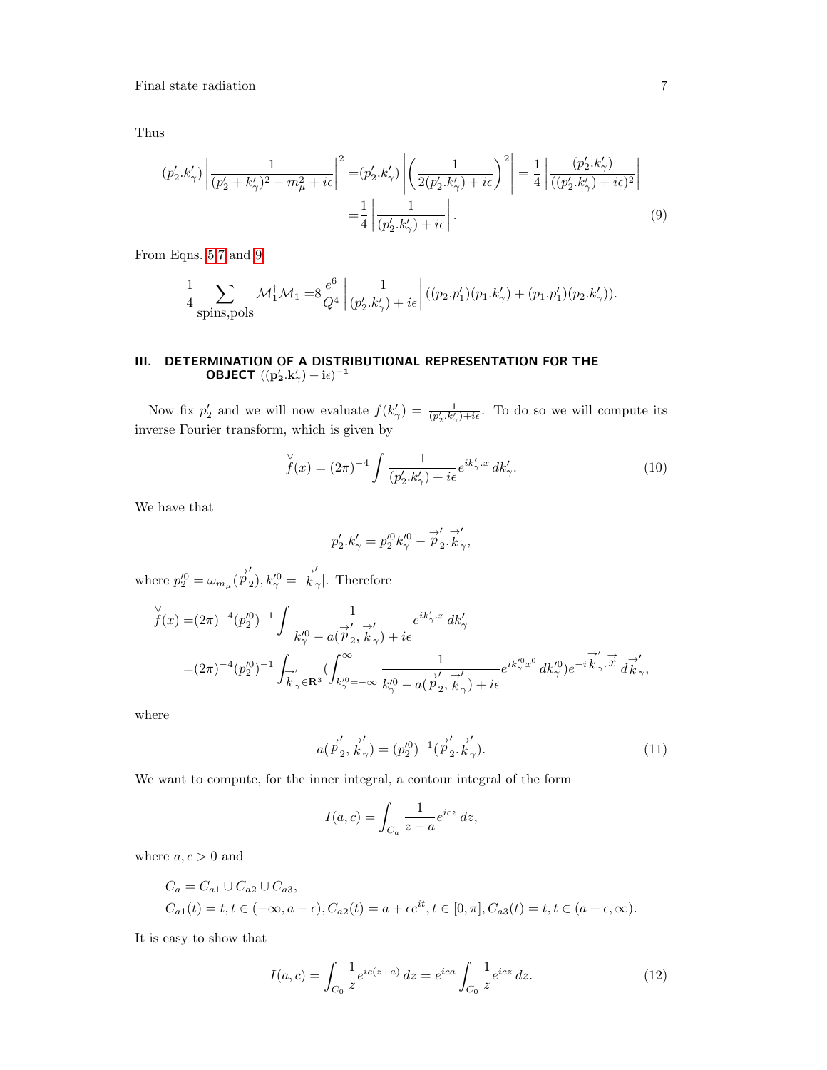Thus

$$
\begin{aligned}
(p_2'.k_\gamma')\left|\frac{1}{(p_2'+k_\gamma')^2-m_\mu^2+i\epsilon}\right|^2 =&(p_2'.k_\gamma')\left|\left(\frac{1}{2(p_2'.k_\gamma')+i\epsilon}\right)^2\right| = \frac{1}{4}\left|\frac{(p_2'.k_\gamma')}{((p_2'.k_\gamma')+i\epsilon)^2}\right| \\
=&\frac{1}{4}\left|\frac{1}{(p_2'.k_\gamma')+i\epsilon}\right|. \qquad (9)
\end{aligned}
$$

From Eqns. 5,7 and 9

$$
\frac{1}{4}\sum_{\text{spins,pols}}\mathcal{M}_1^\dagger\mathcal{M}_1 = 8\frac{e^6}{Q^4}\left|\frac{1}{(p_2'.k_\gamma')+i\epsilon}\right|((p_2.p_1')(p_1.k_\gamma')+(p_1.p_1')(p_2.k_\gamma')).
$$

## III. DETERMINATION OF A DISTRIBUTIONAL REPRESENTATION FOR THE OBJECT $((\mathbf{p_2'.k_\gamma'})+\mathbf{i}\epsilon)^{-1}$

Now fix $p_2'$ and we will now evaluate $f(k_\gamma') = \frac{1}{(p_2'.k_\gamma')+i\epsilon}$. To do so we will compute its inverse Fourier transform, which is given by

$$
\overset{\vee}{f}(x) = (2\pi)^{-4}\int\frac{1}{(p_2'.k_\gamma')+i\epsilon}e^{ik_\gamma'.x}\,dk_\gamma'. \qquad (10)
$$

We have that

$$
p_2'.k_\gamma' = p_2'^0k_\gamma'^0 - \vec{p}'_2.\vec{k}'_\gamma,
$$

where $p_2'^0 = \omega_{m_\mu}(\vec{p}'_2), k_\gamma'^0 = |\vec{k}'_\gamma|$. Therefore

$$
\begin{aligned}
\overset{\vee}{f}(x) =&(2\pi)^{-4}(p_2'^0)^{-1}\int\frac{1}{k_\gamma'^0 - a(\vec{p}'_2,\vec{k}'_\gamma)+i\epsilon}e^{ik_\gamma'.x}\,dk_\gamma' \\
=&(2\pi)^{-4}(p_2'^0)^{-1}\int_{\vec{k}'_\gamma\in\mathbf{R}^3}\left(\int_{k_\gamma'^0=-\infty}^{\infty}\frac{1}{k_\gamma'^0 - a(\vec{p}'_2,\vec{k}'_\gamma)+i\epsilon}e^{ik_\gamma'^0x^0}\,dk_\gamma'^0\right)e^{-i\vec{k}'_\gamma.\vec{x}}\,d\vec{k}'_\gamma,
\end{aligned}
$$

where

$$
a(\vec{p}'_2,\vec{k}'_\gamma) = (p_2'^0)^{-1}(\vec{p}'_2.\vec{k}'_\gamma). \qquad (11)
$$

We want to compute, for the inner integral, a contour integral of the form

$$
I(a,c) = \int_{C_a}\frac{1}{z-a}e^{icz}\,dz,
$$

where $a, c > 0$ and

$$
\begin{aligned}
&C_a = C_{a1}\cup C_{a2}\cup C_{a3}, \\
&C_{a1}(t) = t, t\in(-\infty, a-\epsilon), C_{a2}(t) = a+\epsilon e^{it}, t\in[0,\pi], C_{a3}(t) = t, t\in(a+\epsilon,\infty).
\end{aligned}
$$

It is easy to show that

$$
I(a,c) = \int_{C_0}\frac{1}{z}e^{ic(z+a)}\,dz = e^{ica}\int_{C_0}\frac{1}{z}e^{icz}\,dz. \qquad (12)
$$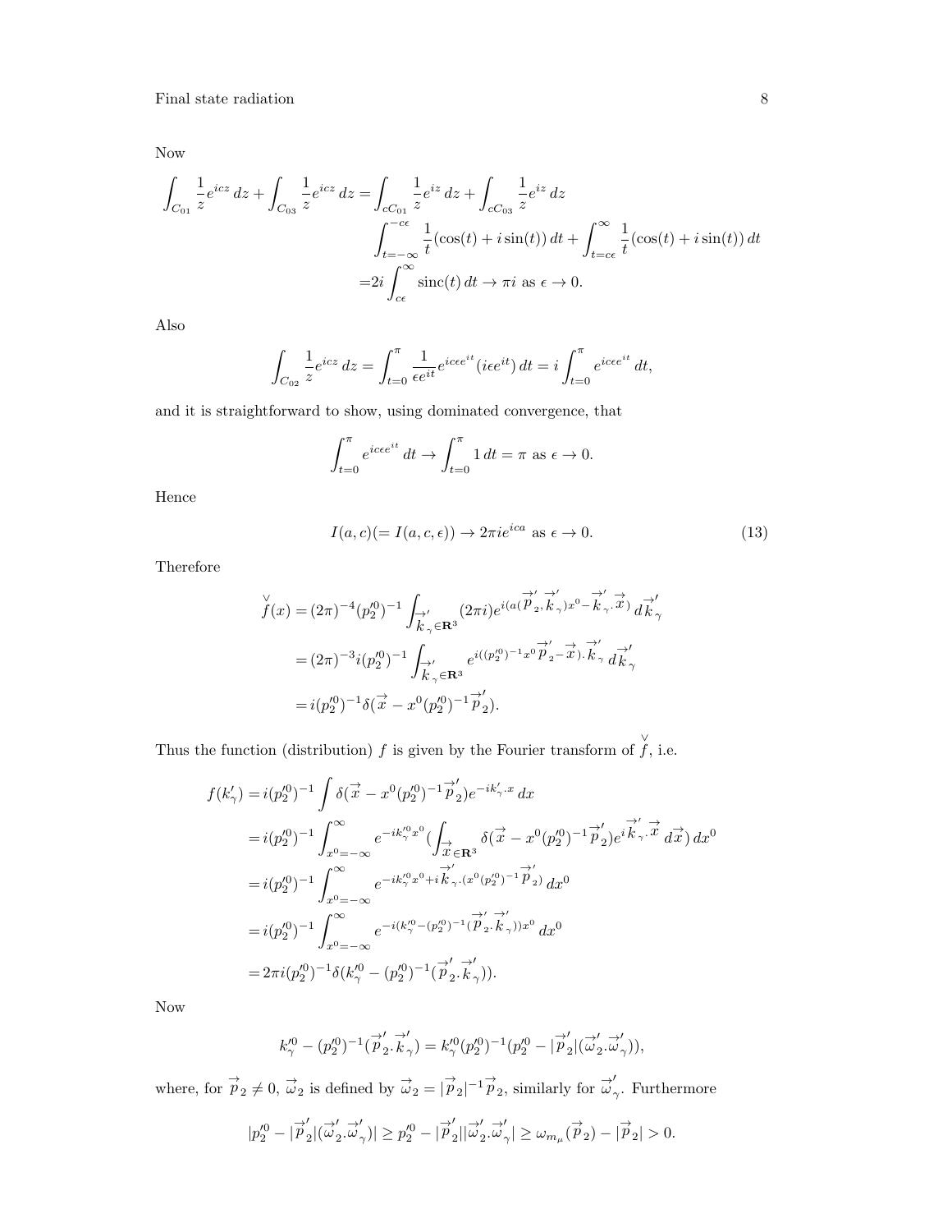Now

$$
\begin{aligned}
\int_{C_{01}} \frac{1}{z} e^{icz}\, dz + \int_{C_{03}} \frac{1}{z} e^{icz}\, dz =& \int_{cC_{01}} \frac{1}{z} e^{iz}\, dz + \int_{cC_{03}} \frac{1}{z} e^{iz}\, dz \\
& \int_{t=-\infty}^{-c\epsilon} \frac{1}{t}(\cos(t) + i\sin(t))\, dt + \int_{t=c\epsilon}^{\infty} \frac{1}{t}(\cos(t) + i\sin(t))\, dt \\
=& 2i \int_{c\epsilon}^{\infty} \operatorname{sinc}(t)\, dt \to \pi i \text{ as } \epsilon \to 0.
\end{aligned}
$$

Also

$$
\int_{C_{02}} \frac{1}{z} e^{icz}\, dz = \int_{t=0}^{\pi} \frac{1}{\epsilon e^{it}} e^{ic\epsilon e^{it}} (i\epsilon e^{it})\, dt = i \int_{t=0}^{\pi} e^{ic\epsilon e^{it}}\, dt,
$$

and it is straightforward to show, using dominated convergence, that

$$
\int_{t=0}^{\pi} e^{ic\epsilon e^{it}}\, dt \to \int_{t=0}^{\pi} 1\, dt = \pi \text{ as } \epsilon \to 0.
$$

Hence

$$
I(a,c) (= I(a,c,\epsilon)) \to 2\pi i e^{ica} \text{ as } \epsilon \to 0. \tag{13}
$$

Therefore

$$
\begin{aligned}
\overset{\vee}{f}(x) &= (2\pi)^{-4} (p_2'^0)^{-1} \int_{\vec{k}'_\gamma \in \mathbf{R}^3} (2\pi i) e^{i(a(\vec{p}'_2, \vec{k}'_\gamma) x^0 - \vec{k}'_\gamma . \vec{x})}\, d\vec{k}'_\gamma \\
&= (2\pi)^{-3} i (p_2'^0)^{-1} \int_{\vec{k}'_\gamma \in \mathbf{R}^3} e^{i((p_2'^0)^{-1} x^0 \vec{p}'_2 - \vec{x}) . \vec{k}'_\gamma}\, d\vec{k}'_\gamma \\
&= i (p_2'^0)^{-1} \delta(\vec{x} - x^0 (p_2'^0)^{-1} \vec{p}'_2).
\end{aligned}
$$

Thus the function (distribution) $f$ is given by the Fourier transform of $\overset{\vee}{f}$, i.e.

$$
\begin{aligned}
f(k'_\gamma) &= i (p_2'^0)^{-1} \int \delta(\vec{x} - x^0 (p_2'^0)^{-1} \vec{p}'_2) e^{-ik'_\gamma . x}\, dx \\
&= i (p_2'^0)^{-1} \int_{x^0=-\infty}^{\infty} e^{-ik_\gamma'^0 x^0} \Big( \int_{\vec{x} \in \mathbf{R}^3} \delta(\vec{x} - x^0 (p_2'^0)^{-1} \vec{p}'_2) e^{i \vec{k}'_\gamma . \vec{x}}\, d\vec{x} \Big)\, dx^0 \\
&= i (p_2'^0)^{-1} \int_{x^0=-\infty}^{\infty} e^{-ik_\gamma'^0 x^0 + i \vec{k}'_\gamma . (x^0 (p_2'^0)^{-1} \vec{p}'_2)}\, dx^0 \\
&= i (p_2'^0)^{-1} \int_{x^0=-\infty}^{\infty} e^{-i(k_\gamma'^0 - (p_2'^0)^{-1} (\vec{p}'_2 . \vec{k}'_\gamma)) x^0}\, dx^0 \\
&= 2\pi i (p_2'^0)^{-1} \delta(k_\gamma'^0 - (p_2'^0)^{-1} (\vec{p}'_2 . \vec{k}'_\gamma)).
\end{aligned}
$$

Now

$$
k_\gamma'^0 - (p_2'^0)^{-1} (\vec{p}'_2 . \vec{k}'_\gamma) = k_\gamma'^0 (p_2'^0)^{-1} (p_2'^0 - |\vec{p}'_2| (\vec{\omega}'_2 . \vec{\omega}'_\gamma)),
$$

where, for $\vec{p}_2 \neq 0$, $\vec{\omega}_2$ is defined by $\vec{\omega}_2 = |\vec{p}_2|^{-1} \vec{p}_2$, similarly for $\vec{\omega}'_\gamma$. Furthermore

$$
|p_2'^0 - |\vec{p}'_2| (\vec{\omega}'_2 . \vec{\omega}'_\gamma)| \geq p_2'^0 - |\vec{p}'_2| |\vec{\omega}'_2 . \vec{\omega}'_\gamma| \geq \omega_{m_\mu}(\vec{p}_2) - |\vec{p}_2| > 0.
$$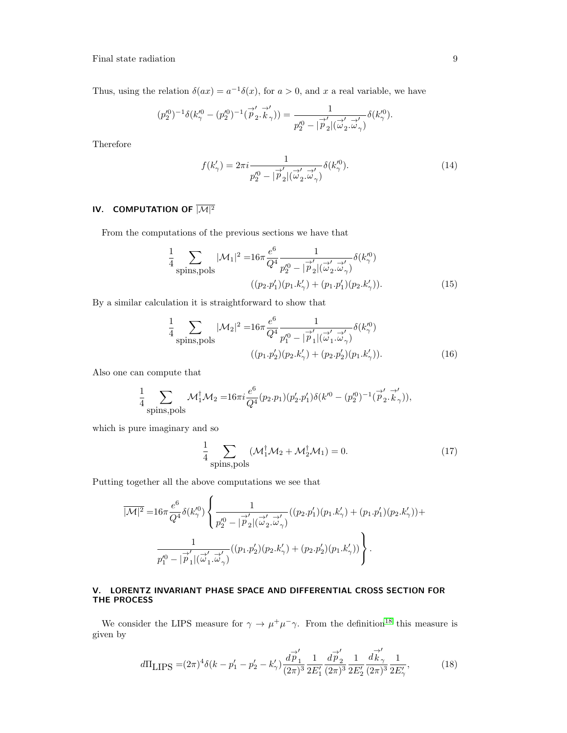Thus, using the relation $\delta(ax) = a^{-1}\delta(x)$, for $a > 0$, and $x$ a real variable, we have

$$(p_2'^0)^{-1}\delta(k_\gamma'^0 - (p_2'^0)^{-1}(\vec{p}_2'.\vec{k}_\gamma')) = \frac{1}{p_2'^0 - |\vec{p}_2'|(\vec{\omega}_2'.\vec{\omega}_\gamma')}\delta(k_\gamma'^0).$$

Therefore

$$f(k_\gamma') = 2\pi i \frac{1}{p_2'^0 - |\vec{p}_2'|(\vec{\omega}_2'.\vec{\omega}_\gamma')}\delta(k_\gamma'^0). \tag{14}$$

## IV. COMPUTATION OF $\overline{|\mathcal{M}|^2}$

From the computations of the previous sections we have that

$$\frac{1}{4}\sum_{\text{spins,pols}} |\mathcal{M}_1|^2 = 16\pi \frac{e^6}{Q^4}\frac{1}{p_2'^0 - |\vec{p}_2'|(\vec{\omega}_2'.\vec{\omega}_\gamma')}\delta(k_\gamma'^0) \\ ((p_2.p_1')(p_1.k_\gamma') + (p_1.p_1')(p_2.k_\gamma')). \tag{15}$$

By a similar calculation it is straightforward to show that

$$\frac{1}{4}\sum_{\text{spins,pols}} |\mathcal{M}_2|^2 = 16\pi \frac{e^6}{Q^4}\frac{1}{p_1'^0 - |\vec{p}_1'|(\vec{\omega}_1'.\vec{\omega}_\gamma')}\delta(k_\gamma'^0) \\ ((p_1.p_2')(p_2.k_\gamma') + (p_2.p_2')(p_1.k_\gamma')). \tag{16}$$

Also one can compute that

$$\frac{1}{4}\sum_{\text{spins,pols}} \mathcal{M}_1^\dagger\mathcal{M}_2 = 16\pi i \frac{e^6}{Q^4}(p_2.p_1)(p_2'.p_1')\delta(k'^0 - (p_2'^0)^{-1}(\vec{p}_2'.\vec{k}_\gamma')),$$

which is pure imaginary and so

$$\frac{1}{4}\sum_{\text{spins,pols}} (\mathcal{M}_1^\dagger\mathcal{M}_2 + \mathcal{M}_2^\dagger\mathcal{M}_1) = 0. \tag{17}$$

Putting together all the above computations we see that

$$\overline{|\mathcal{M}|^2} = 16\pi \frac{e^6}{Q^4}\delta(k_\gamma'^0)\left\{\frac{1}{p_2'^0 - |\vec{p}_2'|(\vec{\omega}_2'.\vec{\omega}_\gamma')}((p_2.p_1')(p_1.k_\gamma') + (p_1.p_1')(p_2.k_\gamma')) + \right. \\ \left. \frac{1}{p_1'^0 - |\vec{p}_1'|(\vec{\omega}_1'.\vec{\omega}_\gamma')}((p_1.p_2')(p_2.k_\gamma') + (p_2.p_2')(p_1.k_\gamma'))\right\}.$$

## V. LORENTZ INVARIANT PHASE SPACE AND DIFFERENTIAL CROSS SECTION FOR THE PROCESS

We consider the LIPS measure for $\gamma \to \mu^+\mu^-\gamma$. From the definition[18] this measure is given by

$$d\Pi_{\text{LIPS}} = (2\pi)^4\delta(k - p_1' - p_2' - k_\gamma')\frac{d\vec{p}_1'}{(2\pi)^3}\frac{1}{2E_1'}\frac{d\vec{p}_2'}{(2\pi)^3}\frac{1}{2E_2'}\frac{d\vec{k}_\gamma'}{(2\pi)^3}\frac{1}{2E_\gamma'}, \tag{18}$$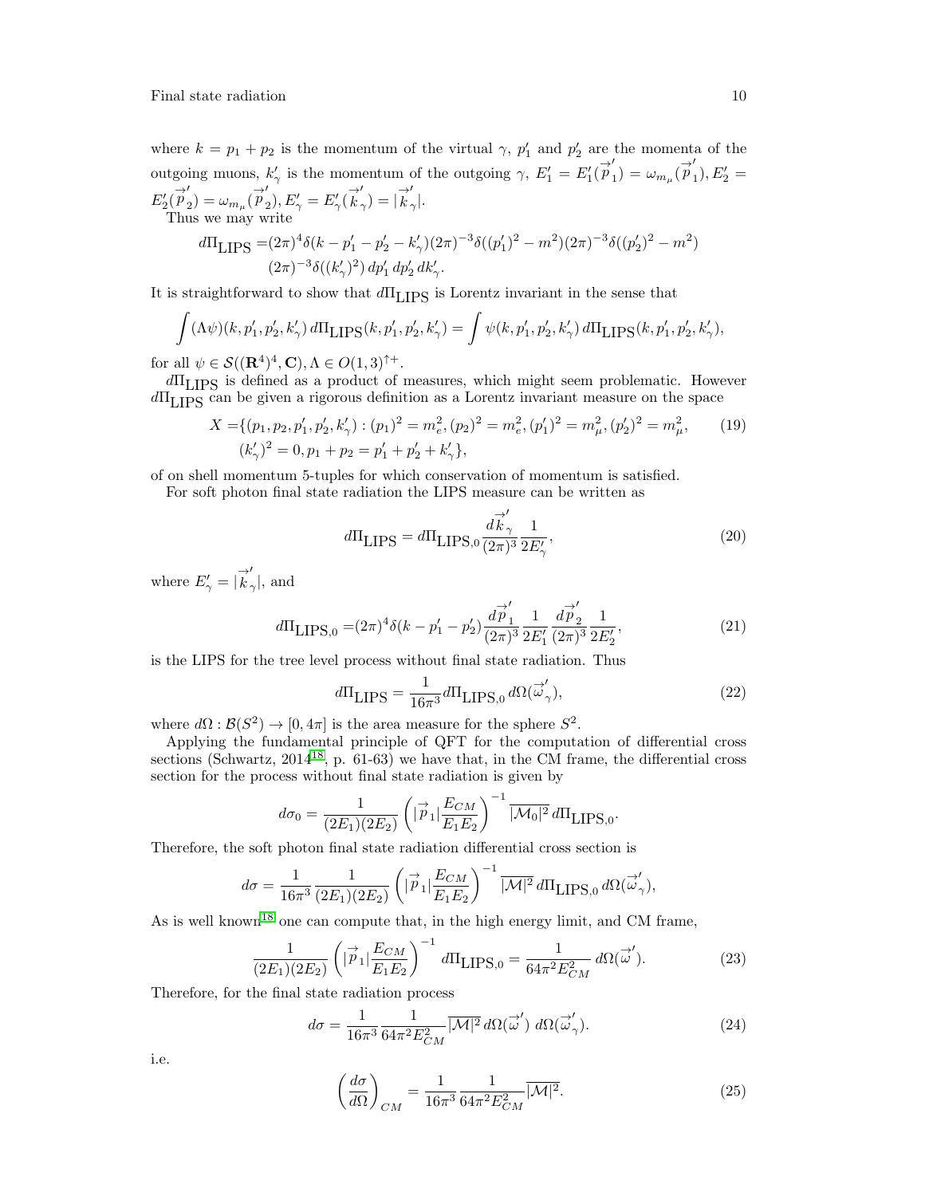where $k = p_1 + p_2$ is the momentum of the virtual $\gamma$, $p_1'$ and $p_2'$ are the momenta of the outgoing muons, $k_\gamma'$ is the momentum of the outgoing $\gamma$, $E_1' = E_1'(\vec{p}_1') = \omega_{m_\mu}(\vec{p}_1'), E_2' = E_2'(\vec{p}_2') = \omega_{m_\mu}(\vec{p}_2'), E_\gamma' = E_\gamma'(\vec{k}_\gamma') = |\vec{k}_\gamma'|$.

Thus we may write

$$
\begin{aligned}
d\Pi_{\text{LIPS}} =& (2\pi)^4 \delta(k - p_1' - p_2' - k_\gamma')(2\pi)^{-3}\delta((p_1')^2 - m^2)(2\pi)^{-3}\delta((p_2')^2 - m^2) \\
& (2\pi)^{-3}\delta((k_\gamma')^2)\, dp_1'\, dp_2'\, dk_\gamma'.
\end{aligned}
$$

It is straightforward to show that $d\Pi_{\text{LIPS}}$ is Lorentz invariant in the sense that

$$
\int (\Lambda\psi)(k, p_1', p_2', k_\gamma')\, d\Pi_{\text{LIPS}}(k, p_1', p_2', k_\gamma') = \int \psi(k, p_1', p_2', k_\gamma')\, d\Pi_{\text{LIPS}}(k, p_1', p_2', k_\gamma'),
$$

for all $\psi \in \mathcal{S}((\mathbf{R}^4)^4, \mathbf{C}), \Lambda \in O(1,3)^{\uparrow +}$.

$d\Pi_{\text{LIPS}}$ is defined as a product of measures, which might seem problematic. However $d\Pi_{\text{LIPS}}$ can be given a rigorous definition as a Lorentz invariant measure on the space

$$
\begin{aligned}
X =& \{(p_1, p_2, p_1', p_2', k_\gamma') : (p_1)^2 = m_e^2, (p_2)^2 = m_e^2, (p_1')^2 = m_\mu^2, (p_2')^2 = m_\mu^2, \\
& (k_\gamma')^2 = 0, p_1 + p_2 = p_1' + p_2' + k_\gamma'\},
\end{aligned} \tag{19}
$$

of on shell momentum 5-tuples for which conservation of momentum is satisfied.

For soft photon final state radiation the LIPS measure can be written as

$$
d\Pi_{\text{LIPS}} = d\Pi_{\text{LIPS},0} \frac{d\vec{k}_\gamma'}{(2\pi)^3} \frac{1}{2E_\gamma'}, \tag{20}
$$

where $E_\gamma' = |\vec{k}_\gamma'|$, and

$$
d\Pi_{\text{LIPS},0} = (2\pi)^4 \delta(k - p_1' - p_2') \frac{d\vec{p}_1'}{(2\pi)^3} \frac{1}{2E_1'} \frac{d\vec{p}_2'}{(2\pi)^3} \frac{1}{2E_2'}, \tag{21}
$$

is the LIPS for the tree level process without final state radiation. Thus

$$
d\Pi_{\text{LIPS}} = \frac{1}{16\pi^3} d\Pi_{\text{LIPS},0}\, d\Omega(\vec{\omega}_\gamma'), \tag{22}
$$

where $d\Omega : \mathcal{B}(S^2) \to [0, 4\pi]$ is the area measure for the sphere $S^2$.

Applying the fundamental principle of QFT for the computation of differential cross sections (Schwartz, 2014[18], p. 61-63) we have that, in the CM frame, the differential cross section for the process without final state radiation is given by

$$
d\sigma_0 = \frac{1}{(2E_1)(2E_2)} \left( |\vec{p}_1| \frac{E_{CM}}{E_1 E_2} \right)^{-1} \overline{|\mathcal{M}_0|^2}\, d\Pi_{\text{LIPS},0}.
$$

Therefore, the soft photon final state radiation differential cross section is

$$
d\sigma = \frac{1}{16\pi^3} \frac{1}{(2E_1)(2E_2)} \left( |\vec{p}_1| \frac{E_{CM}}{E_1 E_2} \right)^{-1} \overline{|\mathcal{M}|^2}\, d\Pi_{\text{LIPS},0}\, d\Omega(\vec{\omega}_\gamma'),
$$

As is well known[18] one can compute that, in the high energy limit, and CM frame,

$$
\frac{1}{(2E_1)(2E_2)} \left( |\vec{p}_1| \frac{E_{CM}}{E_1 E_2} \right)^{-1} d\Pi_{\text{LIPS},0} = \frac{1}{64\pi^2 E_{CM}^2}\, d\Omega(\vec{\omega}'). \tag{23}
$$

Therefore, for the final state radiation process

$$
d\sigma = \frac{1}{16\pi^3} \frac{1}{64\pi^2 E_{CM}^2} \overline{|\mathcal{M}|^2}\, d\Omega(\vec{\omega}')\; d\Omega(\vec{\omega}_\gamma'). \tag{24}
$$

i.e.

$$
\left( \frac{d\sigma}{d\Omega} \right)_{CM} = \frac{1}{16\pi^3} \frac{1}{64\pi^2 E_{CM}^2} \overline{|\mathcal{M}|^2}. \tag{25}
$$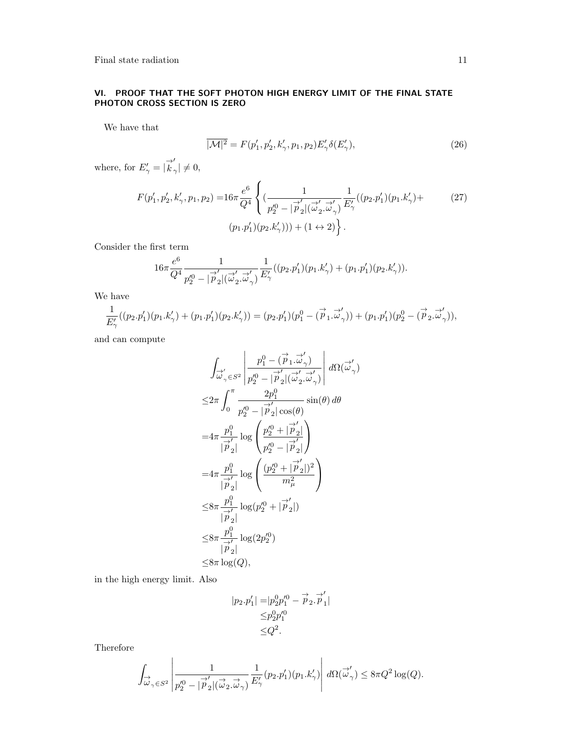## VI. PROOF THAT THE SOFT PHOTON HIGH ENERGY LIMIT OF THE FINAL STATE PHOTON CROSS SECTION IS ZERO

We have that

$$\overline{|\mathcal{M}|^2} = F(p_1', p_2', k_\gamma', p_1, p_2) E_\gamma' \delta(E_\gamma'), \tag{26}$$

where, for $E_\gamma' = |\overrightarrow{k}_\gamma'| \neq 0$,

$$\begin{aligned} F(p_1', p_2', k_\gamma', p_1, p_2) =& 16\pi \frac{e^6}{Q^4} \Bigg\{ \Big( \frac{1}{p_2'^0 - |\overrightarrow{p}_2'|(\overrightarrow{\omega}_2'.\overrightarrow{\omega}_\gamma')} \frac{1}{E_\gamma'} ((p_2.p_1')(p_1.k_\gamma') + \\ &(p_1.p_1')(p_2.k_\gamma'))\Big) + (1 \leftrightarrow 2) \Bigg\}. \end{aligned} \tag{27}$$

Consider the first term

$$16\pi \frac{e^6}{Q^4} \frac{1}{p_2'^0 - |\overrightarrow{p}_2'|(\overrightarrow{\omega}_2'.\overrightarrow{\omega}_\gamma')} \frac{1}{E_\gamma'} ((p_2.p_1')(p_1.k_\gamma') + (p_1.p_1')(p_2.k_\gamma')).$$

We have

$$\frac{1}{E_\gamma'} ((p_2.p_1')(p_1.k_\gamma') + (p_1.p_1')(p_2.k_\gamma')) = (p_2.p_1')(p_1^0 - (\overrightarrow{p}_1.\overrightarrow{\omega}_\gamma')) + (p_1.p_1')(p_2^0 - (\overrightarrow{p}_2.\overrightarrow{\omega}_\gamma')),$$

and can compute

$$\begin{aligned} &\int_{\overrightarrow{\omega}_\gamma' \in S^2} \left| \frac{p_1^0 - (\overrightarrow{p}_1.\overrightarrow{\omega}_\gamma')}{p_2'^0 - |\overrightarrow{p}_2'|(\overrightarrow{\omega}_2'.\overrightarrow{\omega}_\gamma')} \right| d\Omega(\overrightarrow{\omega}_\gamma') \\ \leq& 2\pi \int_0^\pi \frac{2p_1^0}{p_2'^0 - |\overrightarrow{p}_2'|\cos(\theta)} \sin(\theta)\, d\theta \\ =& 4\pi \frac{p_1^0}{|\overrightarrow{p}_2'|} \log\left( \frac{p_2'^0 + |\overrightarrow{p}_2'|}{p_2'^0 - |\overrightarrow{p}_2'|} \right) \\ =& 4\pi \frac{p_1^0}{|\overrightarrow{p}_2'|} \log\left( \frac{(p_2'^0 + |\overrightarrow{p}_2'|)^2}{m_\mu^2} \right) \\ \leq& 8\pi \frac{p_1^0}{|\overrightarrow{p}_2'|} \log(p_2'^0 + |\overrightarrow{p}_2'|) \\ \leq& 8\pi \frac{p_1^0}{|\overrightarrow{p}_2'|} \log(2p_2'^0) \\ \leq& 8\pi \log(Q), \end{aligned}$$

in the high energy limit. Also

$$\begin{aligned} |p_2.p_1'| =& |p_2^0 p_1'^0 - \overrightarrow{p}_2.\overrightarrow{p}_1'| \\ \leq& p_2^0 p_1'^0 \\ \leq& Q^2. \end{aligned}$$

Therefore

$$\int_{\overrightarrow{\omega}_\gamma \in S^2} \left| \frac{1}{p_2'^0 - |\overrightarrow{p}_2'|(\overrightarrow{\omega}_2.\overrightarrow{\omega}_\gamma)} \frac{1}{E_\gamma'} (p_2.p_1')(p_1.k_\gamma') \right| d\Omega(\overrightarrow{\omega}_\gamma') \leq 8\pi Q^2 \log(Q).$$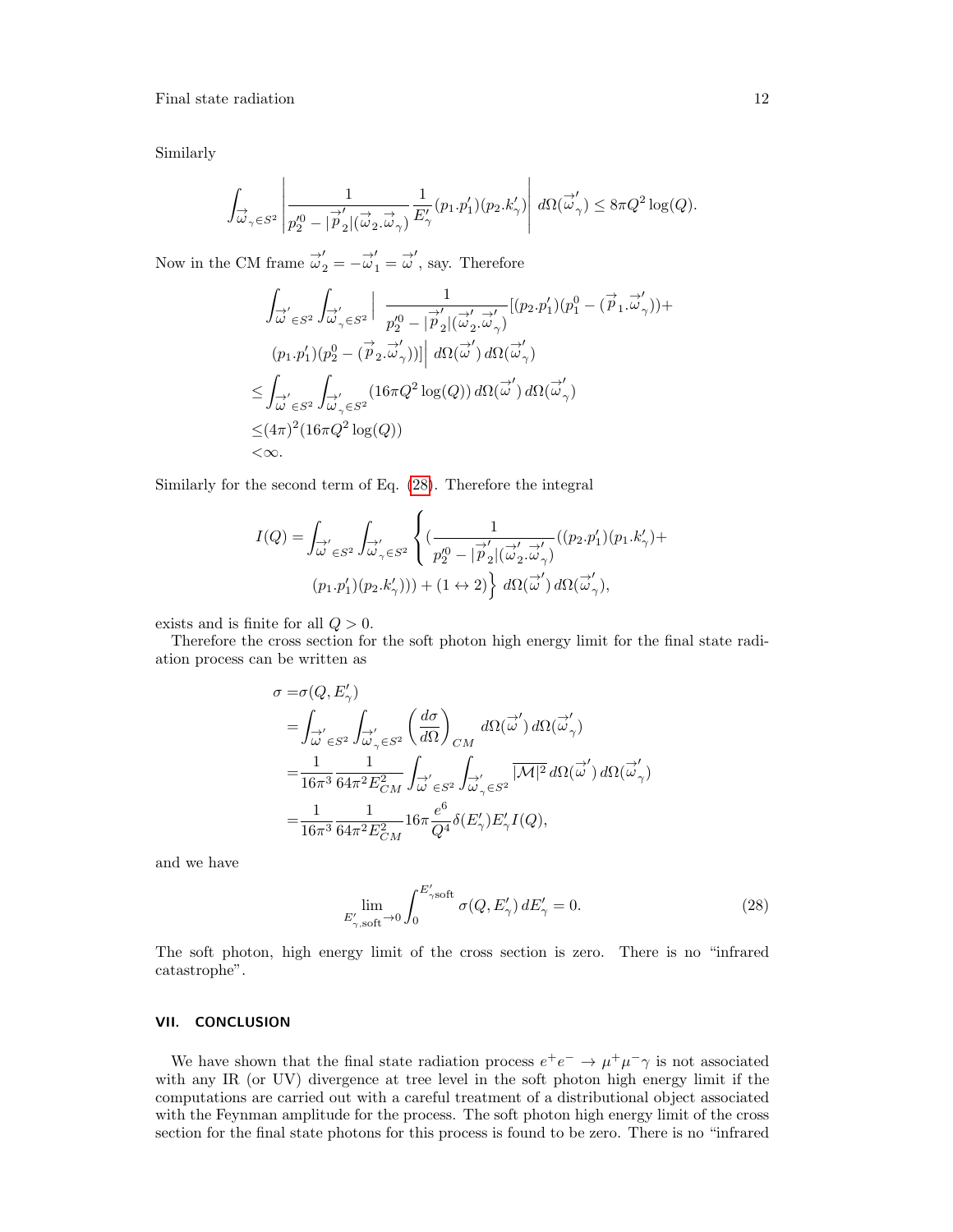Similarly

$$\int_{\vec{\omega}_\gamma \in S^2} \left| \frac{1}{p_2'^0 - |\vec{p}_2'|(\vec{\omega}_2.\vec{\omega}_\gamma)} \frac{1}{E_\gamma'}(p_1.p_1')(p_2.k_\gamma') \right| d\Omega(\vec{\omega}_\gamma') \leq 8\pi Q^2 \log(Q).$$

Now in the CM frame $\vec{\omega}_2' = -\vec{\omega}_1' = \vec{\omega}'$, say. Therefore

$$\begin{aligned}
&\int_{\vec{\omega}' \in S^2} \int_{\vec{\omega}_\gamma' \in S^2} \Big| \frac{1}{p_2'^0 - |\vec{p}_2'|(\vec{\omega}_2'.\vec{\omega}_\gamma')} [(p_2.p_1')(p_1^0 - (\vec{p}_1.\vec{\omega}_\gamma')) + \\
&(p_1.p_1')(p_2^0 - (\vec{p}_2.\vec{\omega}_\gamma'))] \Big| \, d\Omega(\vec{\omega}') \, d\Omega(\vec{\omega}_\gamma') \\
\leq &\int_{\vec{\omega}' \in S^2} \int_{\vec{\omega}_\gamma' \in S^2} (16\pi Q^2 \log(Q)) \, d\Omega(\vec{\omega}') \, d\Omega(\vec{\omega}_\gamma') \\
\leq &(4\pi)^2 (16\pi Q^2 \log(Q)) \\
< &\infty.
\end{aligned}$$

Similarly for the second term of Eq. (28). Therefore the integral

$$\begin{aligned}
I(Q) = &\int_{\vec{\omega}' \in S^2} \int_{\vec{\omega}_\gamma' \in S^2} \Bigg\{ \big( \frac{1}{p_2'^0 - |\vec{p}_2'|(\vec{\omega}_2'.\vec{\omega}_\gamma')} ((p_2.p_1')(p_1.k_\gamma') + \\
&(p_1.p_1')(p_2.k_\gamma'))) + (1 \leftrightarrow 2) \Bigg\} \, d\Omega(\vec{\omega}') \, d\Omega(\vec{\omega}_\gamma'),
\end{aligned}$$

exists and is finite for all $Q > 0$.

Therefore the cross section for the soft photon high energy limit for the final state radiation process can be written as

$$\begin{aligned}
\sigma = &\sigma(Q, E_\gamma') \\
= &\int_{\vec{\omega}' \in S^2} \int_{\vec{\omega}_\gamma' \in S^2} \left( \frac{d\sigma}{d\Omega} \right)_{CM} d\Omega(\vec{\omega}') \, d\Omega(\vec{\omega}_\gamma') \\
= &\frac{1}{16\pi^3} \frac{1}{64\pi^2 E_{CM}^2} \int_{\vec{\omega}' \in S^2} \int_{\vec{\omega}_\gamma' \in S^2} \overline{|\mathcal{M}|^2} \, d\Omega(\vec{\omega}') \, d\Omega(\vec{\omega}_\gamma') \\
= &\frac{1}{16\pi^3} \frac{1}{64\pi^2 E_{CM}^2} 16\pi \frac{e^6}{Q^4} \delta(E_\gamma') E_\gamma' I(Q),
\end{aligned}$$

and we have

$$\lim_{E_{\gamma,\text{soft}}' \to 0} \int_0^{E_{\gamma\text{soft}}'} \sigma(Q, E_\gamma') \, dE_\gamma' = 0. \tag{28}$$

The soft photon, high energy limit of the cross section is zero. There is no "infrared catastrophe".

## VII. CONCLUSION

We have shown that the final state radiation process $e^+e^- \to \mu^+\mu^-\gamma$ is not associated with any IR (or UV) divergence at tree level in the soft photon high energy limit if the computations are carried out with a careful treatment of a distributional object associated with the Feynman amplitude for the process. The soft photon high energy limit of the cross section for the final state photons for this process is found to be zero. There is no "infrared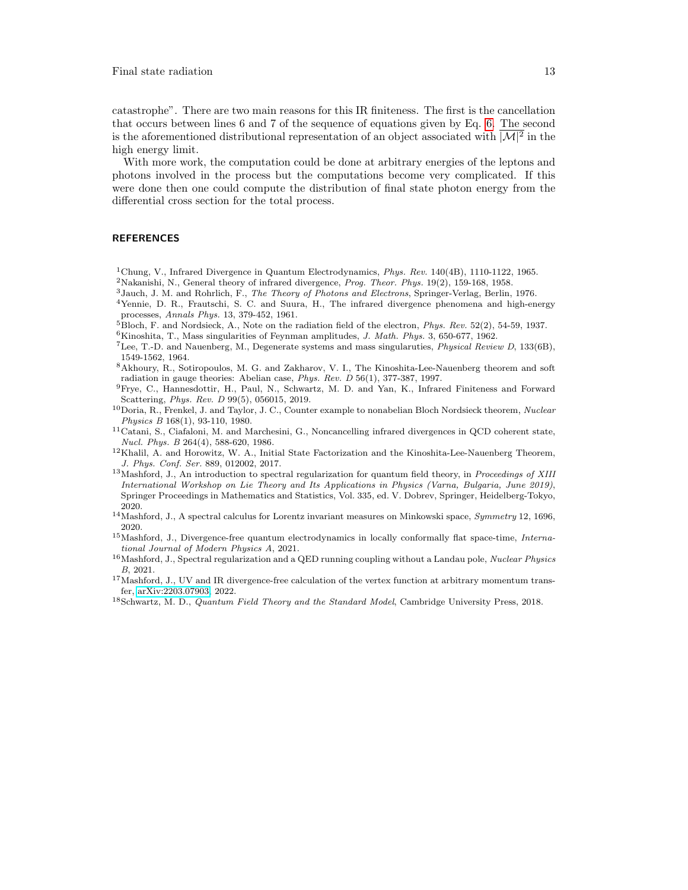catastrophe". There are two main reasons for this IR finiteness. The first is the cancellation that occurs between lines 6 and 7 of the sequence of equations given by Eq. 6. The second is the aforementioned distributional representation of an object associated with $\overline{|\mathcal{M}|^2}$ in the high energy limit.

With more work, the computation could be done at arbitrary energies of the leptons and photons involved in the process but the computations become very complicated. If this were done then one could compute the distribution of final state photon energy from the differential cross section for the total process.

## REFERENCES

[1] Chung, V., Infrared Divergence in Quantum Electrodynamics, *Phys. Rev.* 140(4B), 1110-1122, 1965.

[2] Nakanishi, N., General theory of infrared divergence, *Prog. Theor. Phys.* 19(2), 159-168, 1958.

[3] Jauch, J. M. and Rohrlich, F., *The Theory of Photons and Electrons*, Springer-Verlag, Berlin, 1976.

[4] Yennie, D. R., Frautschi, S. C. and Suura, H., The infrared divergence phenomena and high-energy processes, *Annals Phys.* 13, 379-452, 1961.

[5] Bloch, F. and Nordsieck, A., Note on the radiation field of the electron, *Phys. Rev.* 52(2), 54-59, 1937.

[6] Kinoshita, T., Mass singularities of Feynman amplitudes, *J. Math. Phys.* 3, 650-677, 1962.

[7] Lee, T.-D. and Nauenberg, M., Degenerate systems and mass singularuties, *Physical Review D*, 133(6B), 1549-1562, 1964.

[8] Akhoury, R., Sotiropoulos, M. G. and Zakharov, V. I., The Kinoshita-Lee-Nauenberg theorem and soft radiation in gauge theories: Abelian case, *Phys. Rev. D* 56(1), 377-387, 1997.

[9] Frye, C., Hannesdottir, H., Paul, N., Schwartz, M. D. and Yan, K., Infrared Finiteness and Forward Scattering, *Phys. Rev. D* 99(5), 056015, 2019.

[10] Doria, R., Frenkel, J. and Taylor, J. C., Counter example to nonabelian Bloch Nordsieck theorem, *Nuclear Physics B* 168(1), 93-110, 1980.

[11] Catani, S., Ciafaloni, M. and Marchesini, G., Noncancelling infrared divergences in QCD coherent state, *Nucl. Phys. B* 264(4), 588-620, 1986.

[12] Khalil, A. and Horowitz, W. A., Initial State Factorization and the Kinoshita-Lee-Nauenberg Theorem, *J. Phys. Conf. Ser.* 889, 012002, 2017.

[13] Mashford, J., An introduction to spectral regularization for quantum field theory, in *Proceedings of XIII International Workshop on Lie Theory and Its Applications in Physics (Varna, Bulgaria, June 2019)*, Springer Proceedings in Mathematics and Statistics, Vol. 335, ed. V. Dobrev, Springer, Heidelberg-Tokyo, 2020.

[14] Mashford, J., A spectral calculus for Lorentz invariant measures on Minkowski space, *Symmetry* 12, 1696, 2020.

[15] Mashford, J., Divergence-free quantum electrodynamics in locally conformally flat space-time, *International Journal of Modern Physics A*, 2021.

[16] Mashford, J., Spectral regularization and a QED running coupling without a Landau pole, *Nuclear Physics B*, 2021.

[17] Mashford, J., UV and IR divergence-free calculation of the vertex function at arbitrary momentum transfer, arXiv:2203.07903, 2022.

[18] Schwartz, M. D., *Quantum Field Theory and the Standard Model*, Cambridge University Press, 2018.